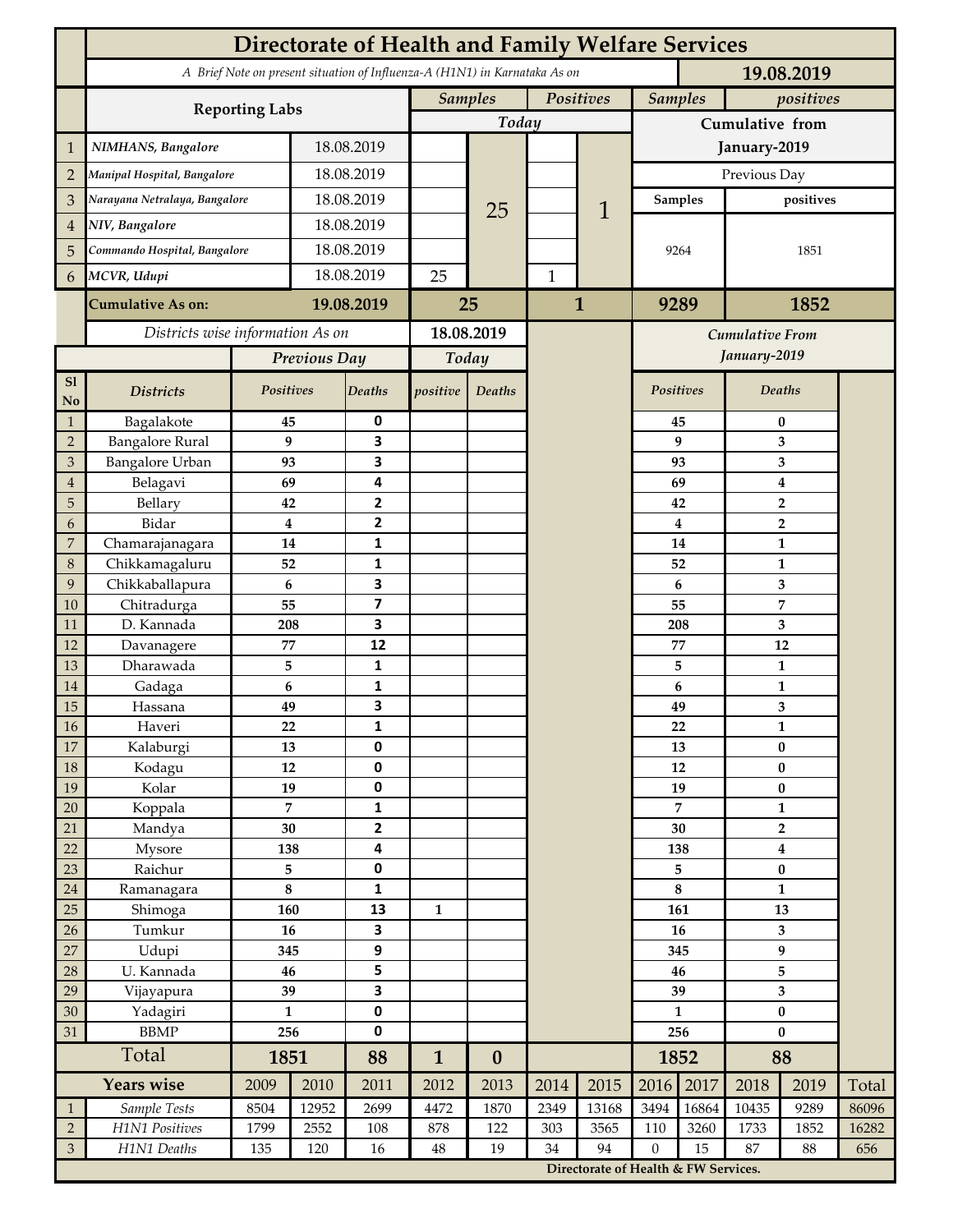# Directorate of Health and Family Welfare Services

*A Brief Note on present situation of Influenza-A (H1N1) in Karnataka As on* **19.08.2019**

| | Reporting Labs | | Samples Today | | Positives Today | | Samples (Cumulative from January-2019, Previous Day) | positives (Cumulative from January-2019, Previous Day) |
|---|---|---|---|---|---|---|---|---|
| 1 | *NIMHANS, Bangalore* | 18.08.2019 | | 25 | | 1 | 9264 | 1851 |
| 2 | *Manipal Hospital, Bangalore* | 18.08.2019 | | | | | | |
| 3 | *Narayana Netralaya, Bangalore* | 18.08.2019 | | | | | | |
| 4 | *NIV, Bangalore* | 18.08.2019 | | | | | | |
| 5 | *Commando Hospital, Bangalore* | 18.08.2019 | | | | | | |
| 6 | *MCVR, Udupi* | 18.08.2019 | 25 | | 1 | | | |
| | **Cumulative As on:** | **19.08.2019** | **25** | | **1** | | **9289** | **1852** |

*Districts wise information As on* **18.08.2019**

| Sl No | Districts | Previous Day Positives | Previous Day Deaths | Today positive | Today Deaths | Cumulative From January-2019 Positives | Cumulative From January-2019 Deaths |
|---|---|---|---|---|---|---|---|
| 1 | Bagalakote | 45 | 0 | | | 45 | 0 |
| 2 | Bangalore Rural | 9 | 3 | | | 9 | 3 |
| 3 | Bangalore Urban | 93 | 3 | | | 93 | 3 |
| 4 | Belagavi | 69 | 4 | | | 69 | 4 |
| 5 | Bellary | 42 | 2 | | | 42 | 2 |
| 6 | Bidar | 4 | 2 | | | 4 | 2 |
| 7 | Chamarajanagara | 14 | 1 | | | 14 | 1 |
| 8 | Chikkamagaluru | 52 | 1 | | | 52 | 1 |
| 9 | Chikkaballapura | 6 | 3 | | | 6 | 3 |
| 10 | Chitradurga | 55 | 7 | | | 55 | 7 |
| 11 | D. Kannada | 208 | 3 | | | 208 | 3 |
| 12 | Davanagere | 77 | 12 | | | 77 | 12 |
| 13 | Dharawada | 5 | 1 | | | 5 | 1 |
| 14 | Gadaga | 6 | 1 | | | 6 | 1 |
| 15 | Hassana | 49 | 3 | | | 49 | 3 |
| 16 | Haveri | 22 | 1 | | | 22 | 1 |
| 17 | Kalaburgi | 13 | 0 | | | 13 | 0 |
| 18 | Kodagu | 12 | 0 | | | 12 | 0 |
| 19 | Kolar | 19 | 0 | | | 19 | 0 |
| 20 | Koppala | 7 | 1 | | | 7 | 1 |
| 21 | Mandya | 30 | 2 | | | 30 | 2 |
| 22 | Mysore | 138 | 4 | | | 138 | 4 |
| 23 | Raichur | 5 | 0 | | | 5 | 0 |
| 24 | Ramanagara | 8 | 1 | | | 8 | 1 |
| 25 | Shimoga | 160 | 13 | 1 | | 161 | 13 |
| 26 | Tumkur | 16 | 3 | | | 16 | 3 |
| 27 | Udupi | 345 | 9 | | | 345 | 9 |
| 28 | U. Kannada | 46 | 5 | | | 46 | 5 |
| 29 | Vijayapura | 39 | 3 | | | 39 | 3 |
| 30 | Yadagiri | 1 | 0 | | | 1 | 0 |
| 31 | BBMP | 256 | 0 | | | 256 | 0 |
| | **Total** | **1851** | **88** | **1** | **0** | **1852** | **88** |

| | Years wise | 2009 | 2010 | 2011 | 2012 | 2013 | 2014 | 2015 | 2016 | 2017 | 2018 | 2019 | Total |
|---|---|---|---|---|---|---|---|---|---|---|---|---|---|
| 1 | *Sample Tests* | 8504 | 12952 | 2699 | 4472 | 1870 | 2349 | 13168 | 3494 | 16864 | 10435 | 9289 | 86096 |
| 2 | *H1N1 Positives* | 1799 | 2552 | 108 | 878 | 122 | 303 | 3565 | 110 | 3260 | 1733 | 1852 | 16282 |
| 3 | *H1N1 Deaths* | 135 | 120 | 16 | 48 | 19 | 34 | 94 | 0 | 15 | 87 | 88 | 656 |

**Directorate of Health & FW Services.**